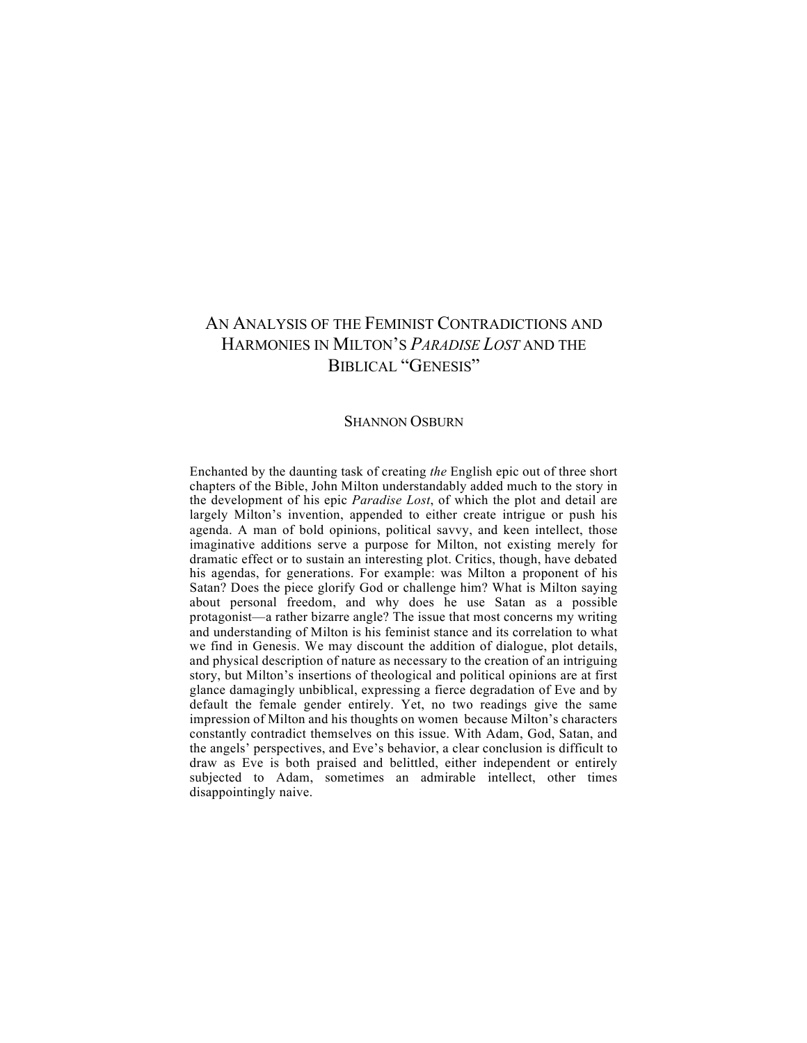# An Analysis of the Feminist Contradictions and Harmonies in Milton's *Paradise Lost* and the Biblical "Genesis"

Shannon Osburn

Enchanted by the daunting task of creating *the* English epic out of three short chapters of the Bible, John Milton understandably added much to the story in the development of his epic *Paradise Lost*, of which the plot and detail are largely Milton's invention, appended to either create intrigue or push his agenda. A man of bold opinions, political savvy, and keen intellect, those imaginative additions serve a purpose for Milton, not existing merely for dramatic effect or to sustain an interesting plot. Critics, though, have debated his agendas, for generations. For example: was Milton a proponent of his Satan? Does the piece glorify God or challenge him? What is Milton saying about personal freedom, and why does he use Satan as a possible protagonist—a rather bizarre angle? The issue that most concerns my writing and understanding of Milton is his feminist stance and its correlation to what we find in Genesis. We may discount the addition of dialogue, plot details, and physical description of nature as necessary to the creation of an intriguing story, but Milton's insertions of theological and political opinions are at first glance damagingly unbiblical, expressing a fierce degradation of Eve and by default the female gender entirely. Yet, no two readings give the same impression of Milton and his thoughts on women because Milton's characters constantly contradict themselves on this issue. With Adam, God, Satan, and the angels' perspectives, and Eve's behavior, a clear conclusion is difficult to draw as Eve is both praised and belittled, either independent or entirely subjected to Adam, sometimes an admirable intellect, other times disappointingly naive.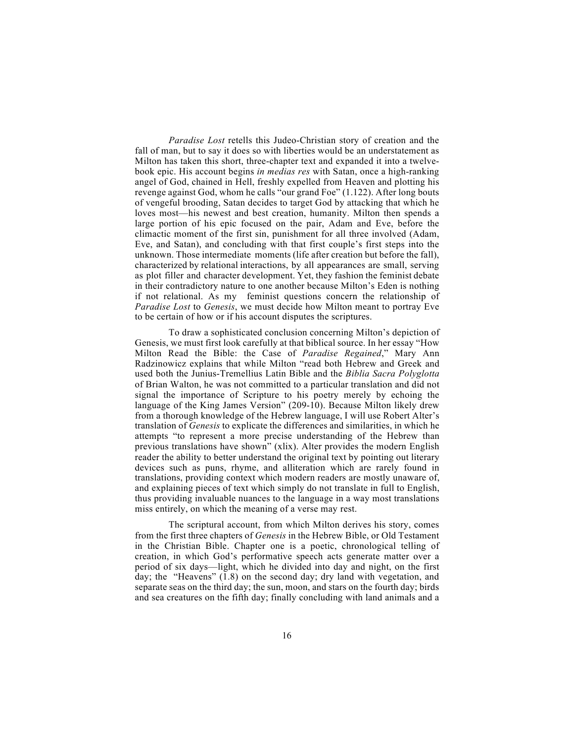*Paradise Lost* retells this Judeo-Christian story of creation and the fall of man, but to say it does so with liberties would be an understatement as Milton has taken this short, three-chapter text and expanded it into a twelve-book epic. His account begins *in medias res* with Satan, once a high-ranking angel of God, chained in Hell, freshly expelled from Heaven and plotting his revenge against God, whom he calls "our grand Foe" (1.122). After long bouts of vengeful brooding, Satan decides to target God by attacking that which he loves most—his newest and best creation, humanity. Milton then spends a large portion of his epic focused on the pair, Adam and Eve, before the climactic moment of the first sin, punishment for all three involved (Adam, Eve, and Satan), and concluding with that first couple's first steps into the unknown. Those intermediate moments (life after creation but before the fall), characterized by relational interactions, by all appearances are small, serving as plot filler and character development. Yet, they fashion the feminist debate in their contradictory nature to one another because Milton's Eden is nothing if not relational. As my feminist questions concern the relationship of *Paradise Lost* to *Genesis*, we must decide how Milton meant to portray Eve to be certain of how or if his account disputes the scriptures.

To draw a sophisticated conclusion concerning Milton's depiction of Genesis, we must first look carefully at that biblical source. In her essay "How Milton Read the Bible: the Case of *Paradise Regained*," Mary Ann Radzinowicz explains that while Milton "read both Hebrew and Greek and used both the Junius-Tremellius Latin Bible and the *Biblia Sacra Polyglotta* of Brian Walton, he was not committed to a particular translation and did not signal the importance of Scripture to his poetry merely by echoing the language of the King James Version" (209-10). Because Milton likely drew from a thorough knowledge of the Hebrew language, I will use Robert Alter's translation of *Genesis* to explicate the differences and similarities, in which he attempts "to represent a more precise understanding of the Hebrew than previous translations have shown" (xlix). Alter provides the modern English reader the ability to better understand the original text by pointing out literary devices such as puns, rhyme, and alliteration which are rarely found in translations, providing context which modern readers are mostly unaware of, and explaining pieces of text which simply do not translate in full to English, thus providing invaluable nuances to the language in a way most translations miss entirely, on which the meaning of a verse may rest.

The scriptural account, from which Milton derives his story, comes from the first three chapters of *Genesis* in the Hebrew Bible, or Old Testament in the Christian Bible. Chapter one is a poetic, chronological telling of creation, in which God's performative speech acts generate matter over a period of six days—light, which he divided into day and night, on the first day; the "Heavens" (1.8) on the second day; dry land with vegetation, and separate seas on the third day; the sun, moon, and stars on the fourth day; birds and sea creatures on the fifth day; finally concluding with land animals and a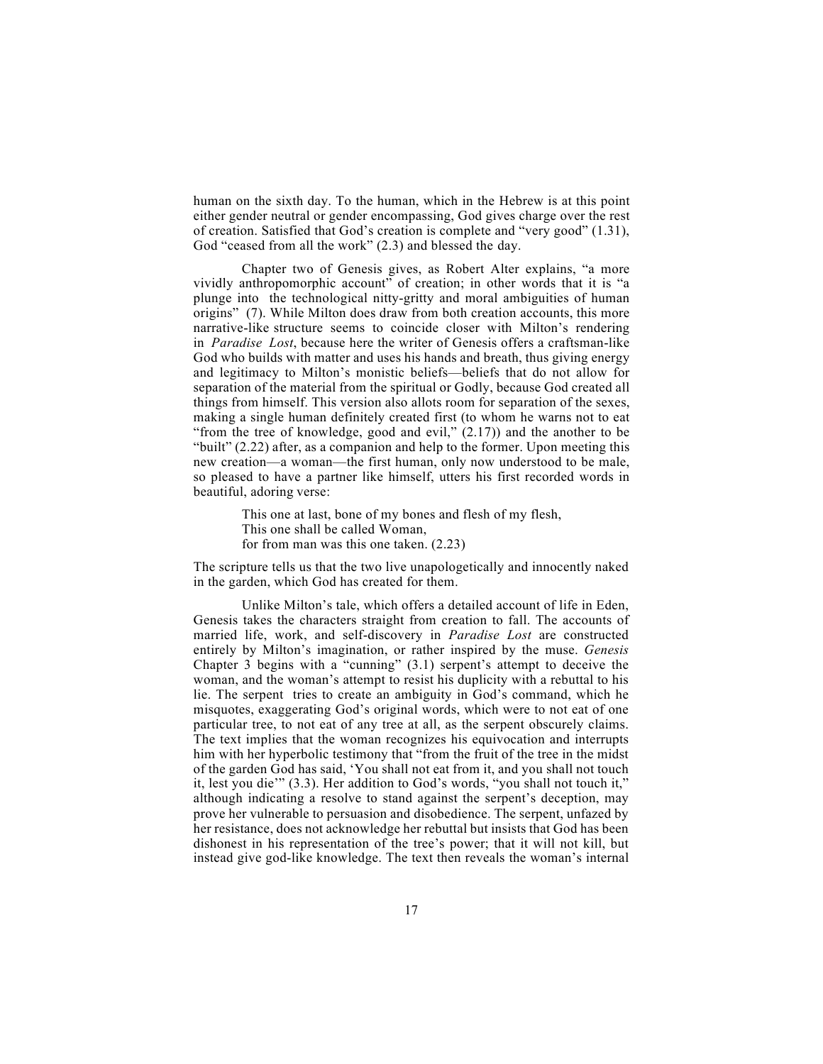human on the sixth day. To the human, which in the Hebrew is at this point either gender neutral or gender encompassing, God gives charge over the rest of creation. Satisfied that God's creation is complete and "very good" (1.31), God "ceased from all the work" (2.3) and blessed the day.

Chapter two of Genesis gives, as Robert Alter explains, "a more vividly anthropomorphic account" of creation; in other words that it is "a plunge into the technological nitty-gritty and moral ambiguities of human origins" (7). While Milton does draw from both creation accounts, this more narrative-like structure seems to coincide closer with Milton's rendering in *Paradise Lost*, because here the writer of Genesis offers a craftsman-like God who builds with matter and uses his hands and breath, thus giving energy and legitimacy to Milton's monistic beliefs—beliefs that do not allow for separation of the material from the spiritual or Godly, because God created all things from himself. This version also allots room for separation of the sexes, making a single human definitely created first (to whom he warns not to eat "from the tree of knowledge, good and evil," (2.17)) and the another to be "built" (2.22) after, as a companion and help to the former. Upon meeting this new creation—a woman—the first human, only now understood to be male, so pleased to have a partner like himself, utters his first recorded words in beautiful, adoring verse:

> This one at last, bone of my bones and flesh of my flesh,
> This one shall be called Woman,
> for from man was this one taken. (2.23)

The scripture tells us that the two live unapologetically and innocently naked in the garden, which God has created for them.

Unlike Milton's tale, which offers a detailed account of life in Eden, Genesis takes the characters straight from creation to fall. The accounts of married life, work, and self-discovery in *Paradise Lost* are constructed entirely by Milton's imagination, or rather inspired by the muse. *Genesis* Chapter 3 begins with a "cunning" (3.1) serpent's attempt to deceive the woman, and the woman's attempt to resist his duplicity with a rebuttal to his lie. The serpent tries to create an ambiguity in God's command, which he misquotes, exaggerating God's original words, which were to not eat of one particular tree, to not eat of any tree at all, as the serpent obscurely claims. The text implies that the woman recognizes his equivocation and interrupts him with her hyperbolic testimony that "from the fruit of the tree in the midst of the garden God has said, 'You shall not eat from it, and you shall not touch it, lest you die'" (3.3). Her addition to God's words, "you shall not touch it," although indicating a resolve to stand against the serpent's deception, may prove her vulnerable to persuasion and disobedience. The serpent, unfazed by her resistance, does not acknowledge her rebuttal but insists that God has been dishonest in his representation of the tree's power; that it will not kill, but instead give god-like knowledge. The text then reveals the woman's internal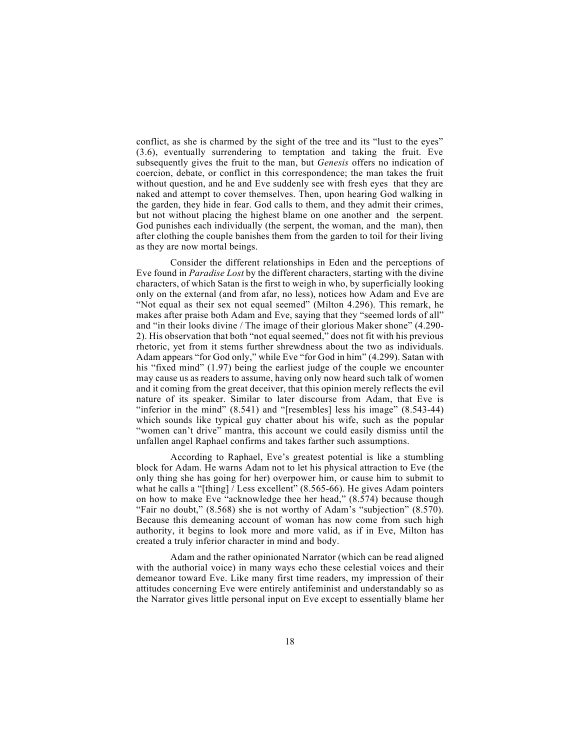conflict, as she is charmed by the sight of the tree and its "lust to the eyes" (3.6), eventually surrendering to temptation and taking the fruit. Eve subsequently gives the fruit to the man, but *Genesis* offers no indication of coercion, debate, or conflict in this correspondence; the man takes the fruit without question, and he and Eve suddenly see with fresh eyes that they are naked and attempt to cover themselves. Then, upon hearing God walking in the garden, they hide in fear. God calls to them, and they admit their crimes, but not without placing the highest blame on one another and the serpent. God punishes each individually (the serpent, the woman, and the man), then after clothing the couple banishes them from the garden to toil for their living as they are now mortal beings.

Consider the different relationships in Eden and the perceptions of Eve found in *Paradise Lost* by the different characters, starting with the divine characters, of which Satan is the first to weigh in who, by superficially looking only on the external (and from afar, no less), notices how Adam and Eve are "Not equal as their sex not equal seemed" (Milton 4.296). This remark, he makes after praise both Adam and Eve, saying that they "seemed lords of all" and "in their looks divine / The image of their glorious Maker shone" (4.290-2). His observation that both "not equal seemed," does not fit with his previous rhetoric, yet from it stems further shrewdness about the two as individuals. Adam appears "for God only," while Eve "for God in him" (4.299). Satan with his "fixed mind" (1.97) being the earliest judge of the couple we encounter may cause us as readers to assume, having only now heard such talk of women and it coming from the great deceiver, that this opinion merely reflects the evil nature of its speaker. Similar to later discourse from Adam, that Eve is "inferior in the mind" (8.541) and "[resembles] less his image" (8.543-44) which sounds like typical guy chatter about his wife, such as the popular "women can't drive" mantra, this account we could easily dismiss until the unfallen angel Raphael confirms and takes farther such assumptions.

According to Raphael, Eve's greatest potential is like a stumbling block for Adam. He warns Adam not to let his physical attraction to Eve (the only thing she has going for her) overpower him, or cause him to submit to what he calls a "[thing] / Less excellent" (8.565-66). He gives Adam pointers on how to make Eve "acknowledge thee her head," (8.574) because though "Fair no doubt," (8.568) she is not worthy of Adam's "subjection" (8.570). Because this demeaning account of woman has now come from such high authority, it begins to look more and more valid, as if in Eve, Milton has created a truly inferior character in mind and body.

Adam and the rather opinionated Narrator (which can be read aligned with the authorial voice) in many ways echo these celestial voices and their demeanor toward Eve. Like many first time readers, my impression of their attitudes concerning Eve were entirely antifeminist and understandably so as the Narrator gives little personal input on Eve except to essentially blame her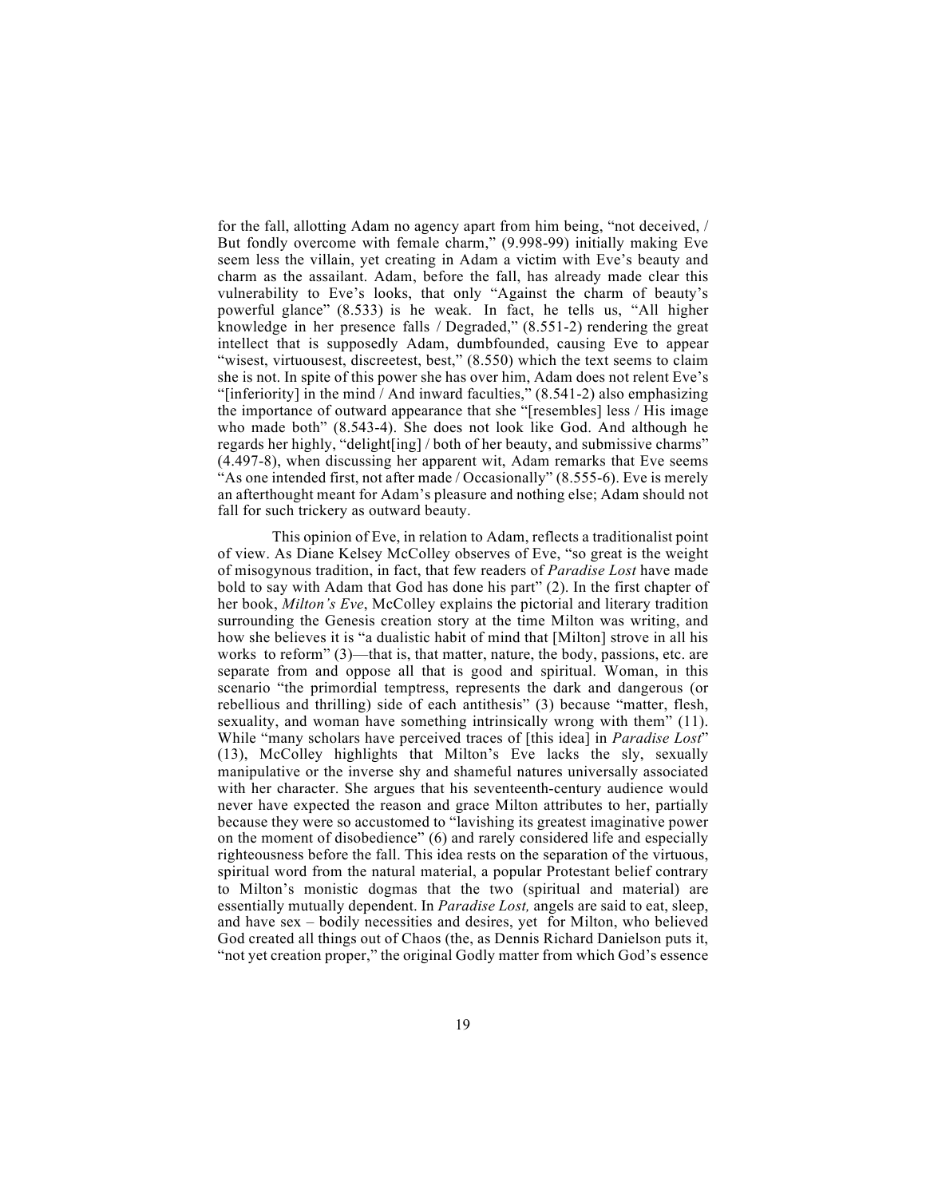for the fall, allotting Adam no agency apart from him being, "not deceived, / But fondly overcome with female charm," (9.998-99) initially making Eve seem less the villain, yet creating in Adam a victim with Eve's beauty and charm as the assailant. Adam, before the fall, has already made clear this vulnerability to Eve's looks, that only "Against the charm of beauty's powerful glance" (8.533) is he weak. In fact, he tells us, "All higher knowledge in her presence falls / Degraded," (8.551-2) rendering the great intellect that is supposedly Adam, dumbfounded, causing Eve to appear "wisest, virtuousest, discreetest, best," (8.550) which the text seems to claim she is not. In spite of this power she has over him, Adam does not relent Eve's "[inferiority] in the mind / And inward faculties," (8.541-2) also emphasizing the importance of outward appearance that she "[resembles] less / His image who made both" (8.543-4). She does not look like God. And although he regards her highly, "delight[ing] / both of her beauty, and submissive charms" (4.497-8), when discussing her apparent wit, Adam remarks that Eve seems "As one intended first, not after made / Occasionally" (8.555-6). Eve is merely an afterthought meant for Adam's pleasure and nothing else; Adam should not fall for such trickery as outward beauty.

This opinion of Eve, in relation to Adam, reflects a traditionalist point of view. As Diane Kelsey McColley observes of Eve, "so great is the weight of misogynous tradition, in fact, that few readers of *Paradise Lost* have made bold to say with Adam that God has done his part" (2). In the first chapter of her book, *Milton's Eve*, McColley explains the pictorial and literary tradition surrounding the Genesis creation story at the time Milton was writing, and how she believes it is "a dualistic habit of mind that [Milton] strove in all his works to reform" (3)—that is, that matter, nature, the body, passions, etc. are separate from and oppose all that is good and spiritual. Woman, in this scenario "the primordial temptress, represents the dark and dangerous (or rebellious and thrilling) side of each antithesis" (3) because "matter, flesh, sexuality, and woman have something intrinsically wrong with them" (11). While "many scholars have perceived traces of [this idea] in *Paradise Lost*" (13), McColley highlights that Milton's Eve lacks the sly, sexually manipulative or the inverse shy and shameful natures universally associated with her character. She argues that his seventeenth-century audience would never have expected the reason and grace Milton attributes to her, partially because they were so accustomed to "lavishing its greatest imaginative power on the moment of disobedience" (6) and rarely considered life and especially righteousness before the fall. This idea rests on the separation of the virtuous, spiritual word from the natural material, a popular Protestant belief contrary to Milton's monistic dogmas that the two (spiritual and material) are essentially mutually dependent. In *Paradise Lost,* angels are said to eat, sleep, and have sex – bodily necessities and desires, yet for Milton, who believed God created all things out of Chaos (the, as Dennis Richard Danielson puts it, "not yet creation proper," the original Godly matter from which God's essence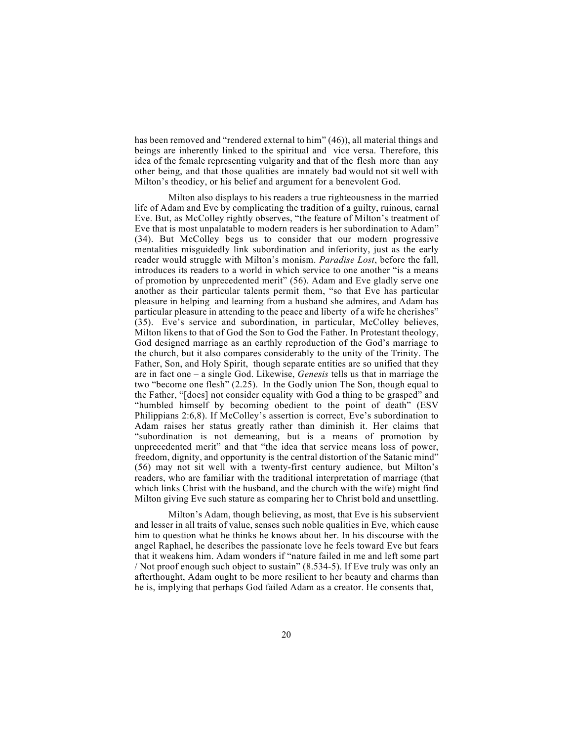has been removed and "rendered external to him" (46)), all material things and beings are inherently linked to the spiritual and vice versa. Therefore, this idea of the female representing vulgarity and that of the flesh more than any other being, and that those qualities are innately bad would not sit well with Milton's theodicy, or his belief and argument for a benevolent God.

Milton also displays to his readers a true righteousness in the married life of Adam and Eve by complicating the tradition of a guilty, ruinous, carnal Eve. But, as McColley rightly observes, "the feature of Milton's treatment of Eve that is most unpalatable to modern readers is her subordination to Adam" (34). But McColley begs us to consider that our modern progressive mentalities misguidedly link subordination and inferiority, just as the early reader would struggle with Milton's monism. *Paradise Lost*, before the fall, introduces its readers to a world in which service to one another "is a means of promotion by unprecedented merit" (56). Adam and Eve gladly serve one another as their particular talents permit them, "so that Eve has particular pleasure in helping and learning from a husband she admires, and Adam has particular pleasure in attending to the peace and liberty of a wife he cherishes" (35). Eve's service and subordination, in particular, McColley believes, Milton likens to that of God the Son to God the Father. In Protestant theology, God designed marriage as an earthly reproduction of the God's marriage to the church, but it also compares considerably to the unity of the Trinity. The Father, Son, and Holy Spirit, though separate entities are so unified that they are in fact one – a single God. Likewise, *Genesis* tells us that in marriage the two "become one flesh" (2.25). In the Godly union The Son, though equal to the Father, "[does] not consider equality with God a thing to be grasped" and "humbled himself by becoming obedient to the point of death" (ESV Philippians 2:6,8). If McColley's assertion is correct, Eve's subordination to Adam raises her status greatly rather than diminish it. Her claims that "subordination is not demeaning, but is a means of promotion by unprecedented merit" and that "the idea that service means loss of power, freedom, dignity, and opportunity is the central distortion of the Satanic mind" (56) may not sit well with a twenty-first century audience, but Milton's readers, who are familiar with the traditional interpretation of marriage (that which links Christ with the husband, and the church with the wife) might find Milton giving Eve such stature as comparing her to Christ bold and unsettling.

Milton's Adam, though believing, as most, that Eve is his subservient and lesser in all traits of value, senses such noble qualities in Eve, which cause him to question what he thinks he knows about her. In his discourse with the angel Raphael, he describes the passionate love he feels toward Eve but fears that it weakens him. Adam wonders if "nature failed in me and left some part / Not proof enough such object to sustain" (8.534-5). If Eve truly was only an afterthought, Adam ought to be more resilient to her beauty and charms than he is, implying that perhaps God failed Adam as a creator. He consents that,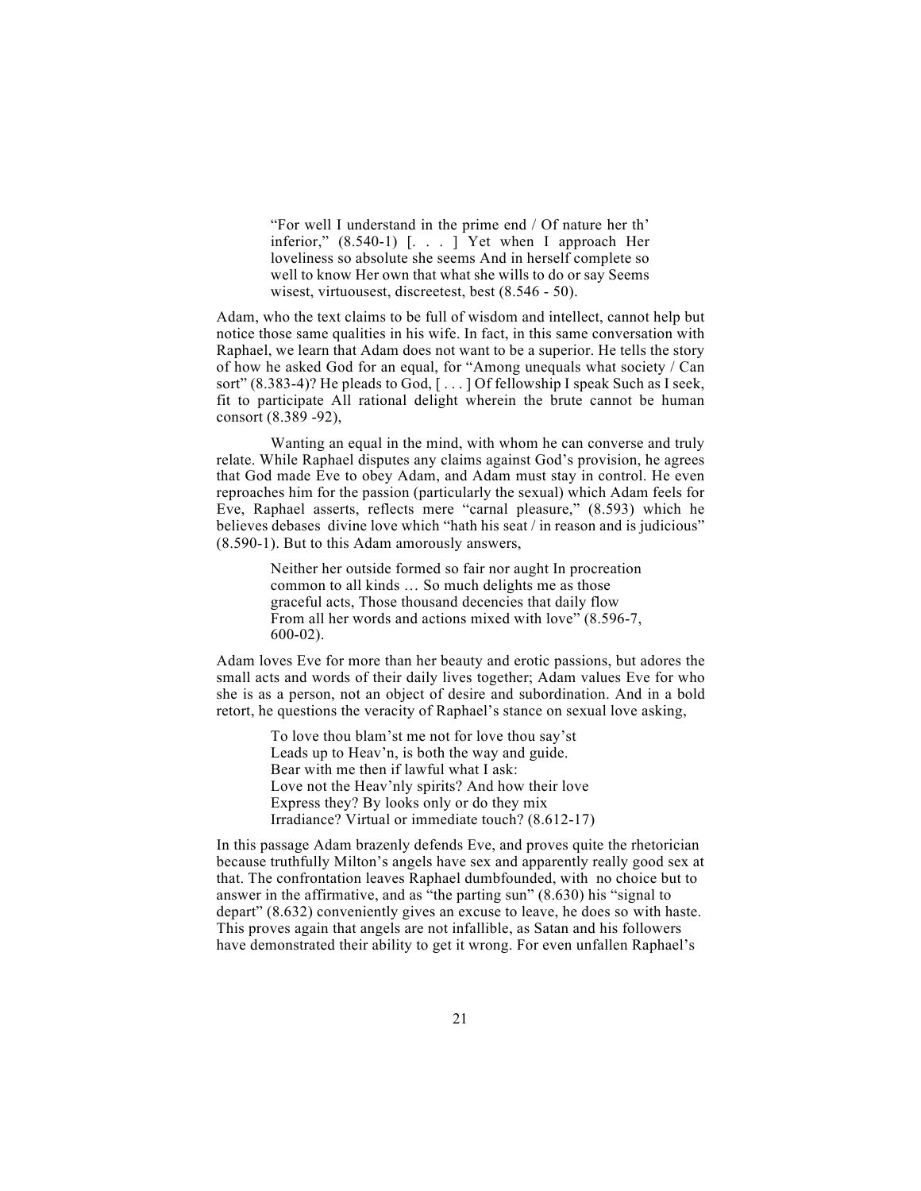> "For well I understand in the prime end / Of nature her th' inferior," (8.540-1) [. . . ] Yet when I approach Her loveliness so absolute she seems And in herself complete so well to know Her own that what she wills to do or say Seems wisest, virtuousest, discreetest, best (8.546 - 50).

Adam, who the text claims to be full of wisdom and intellect, cannot help but notice those same qualities in his wife. In fact, in this same conversation with Raphael, we learn that Adam does not want to be a superior. He tells the story of how he asked God for an equal, for "Among unequals what society / Can sort" (8.383-4)? He pleads to God, [ . . . ] Of fellowship I speak Such as I seek, fit to participate All rational delight wherein the brute cannot be human consort (8.389 -92),

Wanting an equal in the mind, with whom he can converse and truly relate. While Raphael disputes any claims against God's provision, he agrees that God made Eve to obey Adam, and Adam must stay in control. He even reproaches him for the passion (particularly the sexual) which Adam feels for Eve, Raphael asserts, reflects mere "carnal pleasure," (8.593) which he believes debases divine love which "hath his seat / in reason and is judicious" (8.590-1). But to this Adam amorously answers,

> Neither her outside formed so fair nor aught In procreation common to all kinds … So much delights me as those graceful acts, Those thousand decencies that daily flow From all her words and actions mixed with love" (8.596-7, 600-02).

Adam loves Eve for more than her beauty and erotic passions, but adores the small acts and words of their daily lives together; Adam values Eve for who she is as a person, not an object of desire and subordination. And in a bold retort, he questions the veracity of Raphael's stance on sexual love asking,

> To love thou blam'st me not for love thou say'st
> Leads up to Heav'n, is both the way and guide.
> Bear with me then if lawful what I ask:
> Love not the Heav'nly spirits? And how their love
> Express they? By looks only or do they mix
> Irradiance? Virtual or immediate touch? (8.612-17)

In this passage Adam brazenly defends Eve, and proves quite the rhetorician because truthfully Milton's angels have sex and apparently really good sex at that. The confrontation leaves Raphael dumbfounded, with no choice but to answer in the affirmative, and as "the parting sun" (8.630) his "signal to depart" (8.632) conveniently gives an excuse to leave, he does so with haste. This proves again that angels are not infallible, as Satan and his followers have demonstrated their ability to get it wrong. For even unfallen Raphael's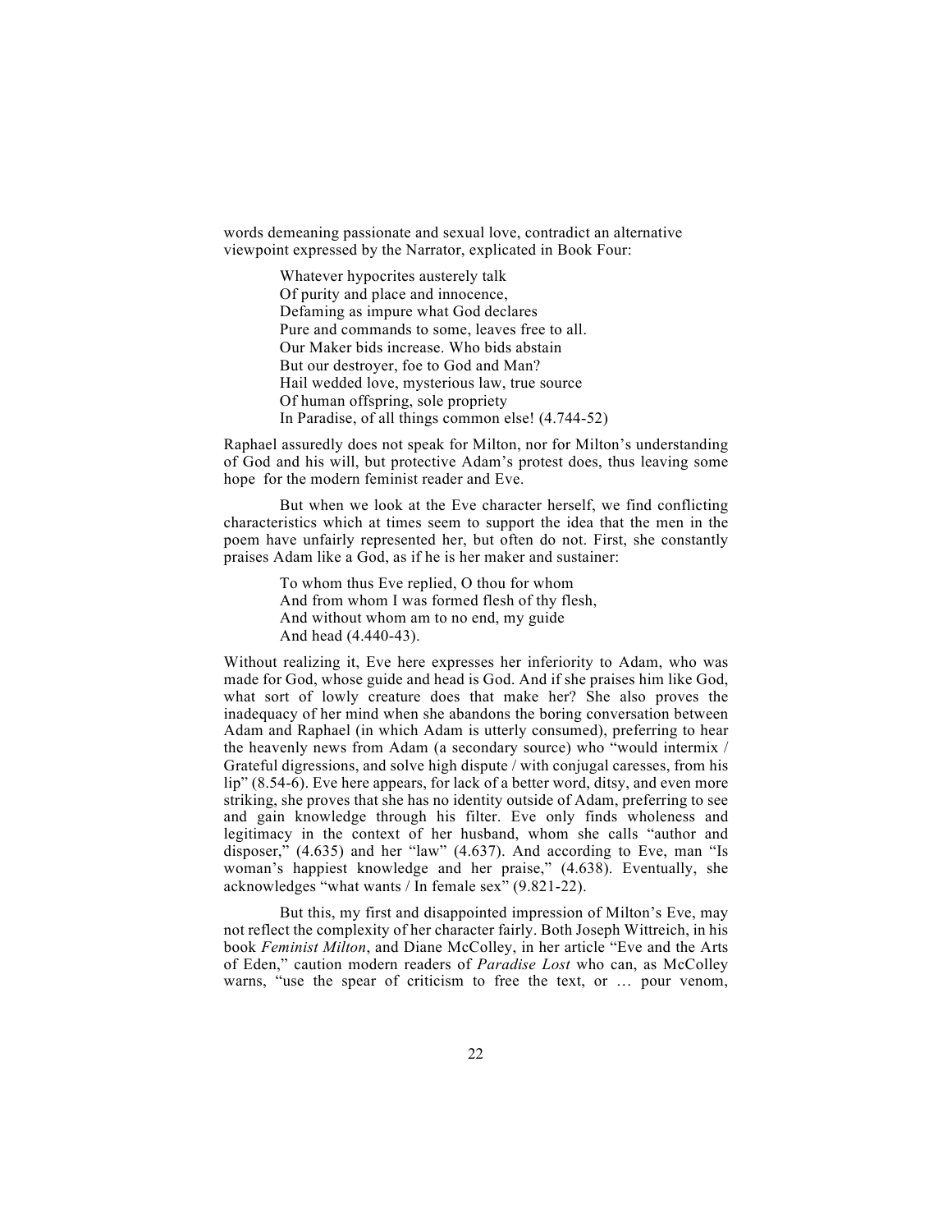words demeaning passionate and sexual love, contradict an alternative viewpoint expressed by the Narrator, explicated in Book Four:

> Whatever hypocrites austerely talk
> Of purity and place and innocence,
> Defaming as impure what God declares
> Pure and commands to some, leaves free to all.
> Our Maker bids increase. Who bids abstain
> But our destroyer, foe to God and Man?
> Hail wedded love, mysterious law, true source
> Of human offspring, sole propriety
> In Paradise, of all things common else! (4.744-52)

Raphael assuredly does not speak for Milton, nor for Milton's understanding of God and his will, but protective Adam's protest does, thus leaving some hope for the modern feminist reader and Eve.

But when we look at the Eve character herself, we find conflicting characteristics which at times seem to support the idea that the men in the poem have unfairly represented her, but often do not. First, she constantly praises Adam like a God, as if he is her maker and sustainer:

> To whom thus Eve replied, O thou for whom
> And from whom I was formed flesh of thy flesh,
> And without whom am to no end, my guide
> And head (4.440-43).

Without realizing it, Eve here expresses her inferiority to Adam, who was made for God, whose guide and head is God. And if she praises him like God, what sort of lowly creature does that make her? She also proves the inadequacy of her mind when she abandons the boring conversation between Adam and Raphael (in which Adam is utterly consumed), preferring to hear the heavenly news from Adam (a secondary source) who "would intermix / Grateful digressions, and solve high dispute / with conjugal caresses, from his lip" (8.54-6). Eve here appears, for lack of a better word, ditsy, and even more striking, she proves that she has no identity outside of Adam, preferring to see and gain knowledge through his filter. Eve only finds wholeness and legitimacy in the context of her husband, whom she calls "author and disposer," (4.635) and her "law" (4.637). And according to Eve, man "Is woman's happiest knowledge and her praise," (4.638). Eventually, she acknowledges "what wants / In female sex" (9.821-22).

But this, my first and disappointed impression of Milton's Eve, may not reflect the complexity of her character fairly. Both Joseph Wittreich, in his book *Feminist Milton*, and Diane McColley, in her article "Eve and the Arts of Eden," caution modern readers of *Paradise Lost* who can, as McColley warns, "use the spear of criticism to free the text, or … pour venom,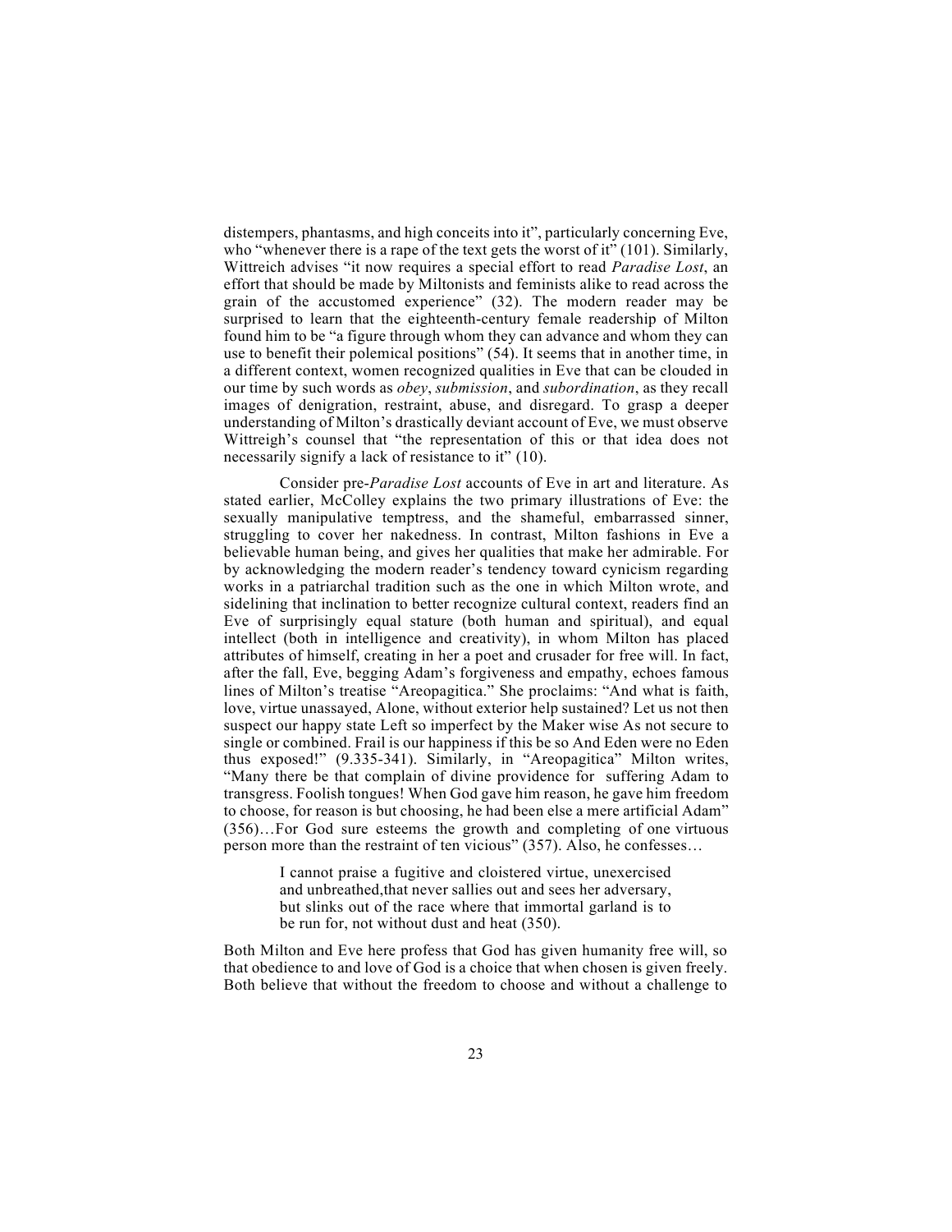distempers, phantasms, and high conceits into it", particularly concerning Eve, who "whenever there is a rape of the text gets the worst of it" (101). Similarly, Wittreich advises "it now requires a special effort to read *Paradise Lost*, an effort that should be made by Miltonists and feminists alike to read across the grain of the accustomed experience" (32). The modern reader may be surprised to learn that the eighteenth-century female readership of Milton found him to be "a figure through whom they can advance and whom they can use to benefit their polemical positions" (54). It seems that in another time, in a different context, women recognized qualities in Eve that can be clouded in our time by such words as *obey*, *submission*, and *subordination*, as they recall images of denigration, restraint, abuse, and disregard. To grasp a deeper understanding of Milton's drastically deviant account of Eve, we must observe Wittreigh's counsel that "the representation of this or that idea does not necessarily signify a lack of resistance to it" (10).

Consider pre-*Paradise Lost* accounts of Eve in art and literature. As stated earlier, McColley explains the two primary illustrations of Eve: the sexually manipulative temptress, and the shameful, embarrassed sinner, struggling to cover her nakedness. In contrast, Milton fashions in Eve a believable human being, and gives her qualities that make her admirable. For by acknowledging the modern reader's tendency toward cynicism regarding works in a patriarchal tradition such as the one in which Milton wrote, and sidelining that inclination to better recognize cultural context, readers find an Eve of surprisingly equal stature (both human and spiritual), and equal intellect (both in intelligence and creativity), in whom Milton has placed attributes of himself, creating in her a poet and crusader for free will. In fact, after the fall, Eve, begging Adam's forgiveness and empathy, echoes famous lines of Milton's treatise "Areopagitica." She proclaims: "And what is faith, love, virtue unassayed, Alone, without exterior help sustained? Let us not then suspect our happy state Left so imperfect by the Maker wise As not secure to single or combined. Frail is our happiness if this be so And Eden were no Eden thus exposed!" (9.335-341). Similarly, in "Areopagitica" Milton writes, "Many there be that complain of divine providence for suffering Adam to transgress. Foolish tongues! When God gave him reason, he gave him freedom to choose, for reason is but choosing, he had been else a mere artificial Adam" (356)…For God sure esteems the growth and completing of one virtuous person more than the restraint of ten vicious" (357). Also, he confesses…

> I cannot praise a fugitive and cloistered virtue, unexercised and unbreathed,that never sallies out and sees her adversary, but slinks out of the race where that immortal garland is to be run for, not without dust and heat (350).

Both Milton and Eve here profess that God has given humanity free will, so that obedience to and love of God is a choice that when chosen is given freely. Both believe that without the freedom to choose and without a challenge to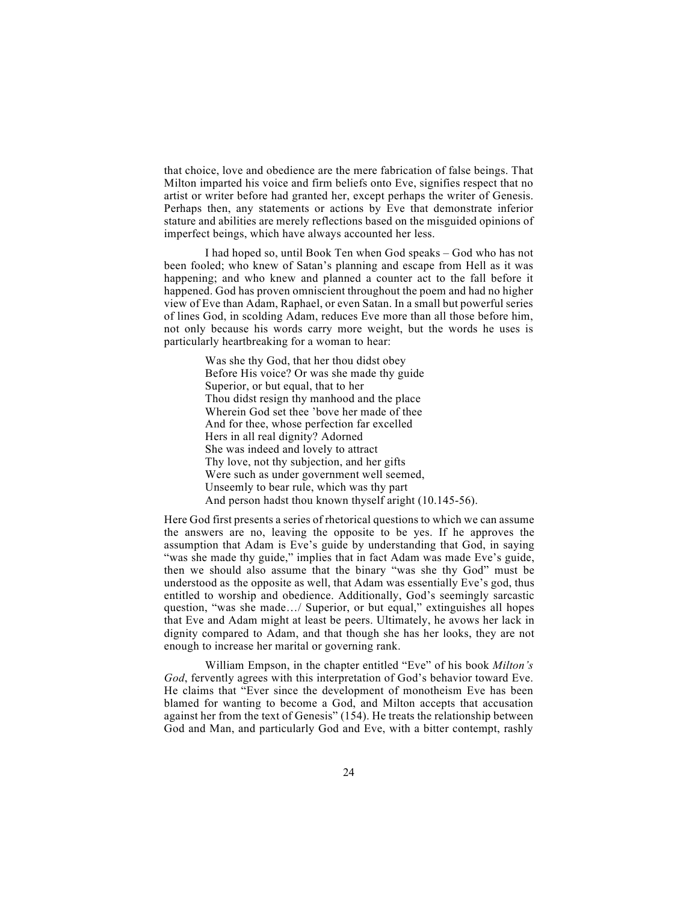that choice, love and obedience are the mere fabrication of false beings. That Milton imparted his voice and firm beliefs onto Eve, signifies respect that no artist or writer before had granted her, except perhaps the writer of Genesis. Perhaps then, any statements or actions by Eve that demonstrate inferior stature and abilities are merely reflections based on the misguided opinions of imperfect beings, which have always accounted her less.

I had hoped so, until Book Ten when God speaks – God who has not been fooled; who knew of Satan's planning and escape from Hell as it was happening; and who knew and planned a counter act to the fall before it happened. God has proven omniscient throughout the poem and had no higher view of Eve than Adam, Raphael, or even Satan. In a small but powerful series of lines God, in scolding Adam, reduces Eve more than all those before him, not only because his words carry more weight, but the words he uses is particularly heartbreaking for a woman to hear:

> Was she thy God, that her thou didst obey
> Before His voice? Or was she made thy guide
> Superior, or but equal, that to her
> Thou didst resign thy manhood and the place
> Wherein God set thee 'bove her made of thee
> And for thee, whose perfection far excelled
> Hers in all real dignity? Adorned
> She was indeed and lovely to attract
> Thy love, not thy subjection, and her gifts
> Were such as under government well seemed,
> Unseemly to bear rule, which was thy part
> And person hadst thou known thyself aright (10.145-56).

Here God first presents a series of rhetorical questions to which we can assume the answers are no, leaving the opposite to be yes. If he approves the assumption that Adam is Eve's guide by understanding that God, in saying "was she made thy guide," implies that in fact Adam was made Eve's guide, then we should also assume that the binary "was she thy God" must be understood as the opposite as well, that Adam was essentially Eve's god, thus entitled to worship and obedience. Additionally, God's seemingly sarcastic question, "was she made…/ Superior, or but equal," extinguishes all hopes that Eve and Adam might at least be peers. Ultimately, he avows her lack in dignity compared to Adam, and that though she has her looks, they are not enough to increase her marital or governing rank.

William Empson, in the chapter entitled "Eve" of his book *Milton's God*, fervently agrees with this interpretation of God's behavior toward Eve. He claims that "Ever since the development of monotheism Eve has been blamed for wanting to become a God, and Milton accepts that accusation against her from the text of Genesis" (154). He treats the relationship between God and Man, and particularly God and Eve, with a bitter contempt, rashly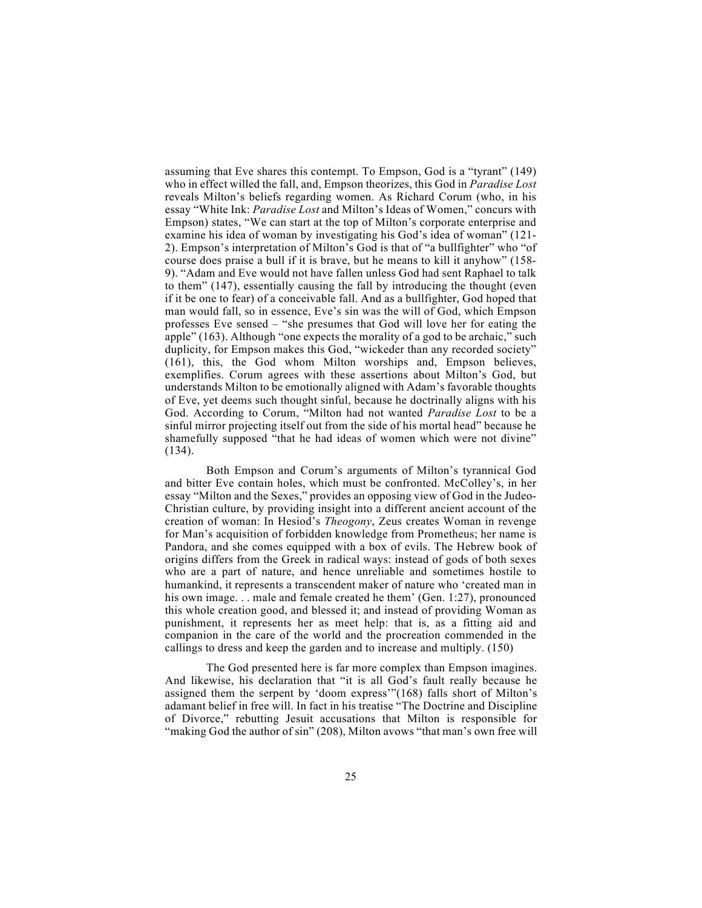assuming that Eve shares this contempt. To Empson, God is a "tyrant" (149) who in effect willed the fall, and, Empson theorizes, this God in *Paradise Lost* reveals Milton's beliefs regarding women. As Richard Corum (who, in his essay "White Ink: *Paradise Lost* and Milton's Ideas of Women," concurs with Empson) states, "We can start at the top of Milton's corporate enterprise and examine his idea of woman by investigating his God's idea of woman" (121-2). Empson's interpretation of Milton's God is that of "a bullfighter" who "of course does praise a bull if it is brave, but he means to kill it anyhow" (158-9). "Adam and Eve would not have fallen unless God had sent Raphael to talk to them" (147), essentially causing the fall by introducing the thought (even if it be one to fear) of a conceivable fall. And as a bullfighter, God hoped that man would fall, so in essence, Eve's sin was the will of God, which Empson professes Eve sensed – "she presumes that God will love her for eating the apple" (163). Although "one expects the morality of a god to be archaic," such duplicity, for Empson makes this God, "wickeder than any recorded society" (161), this, the God whom Milton worships and, Empson believes, exemplifies. Corum agrees with these assertions about Milton's God, but understands Milton to be emotionally aligned with Adam's favorable thoughts of Eve, yet deems such thought sinful, because he doctrinally aligns with his God. According to Corum, "Milton had not wanted *Paradise Lost* to be a sinful mirror projecting itself out from the side of his mortal head" because he shamefully supposed "that he had ideas of women which were not divine" (134).

Both Empson and Corum's arguments of Milton's tyrannical God and bitter Eve contain holes, which must be confronted. McColley's, in her essay "Milton and the Sexes," provides an opposing view of God in the Judeo-Christian culture, by providing insight into a different ancient account of the creation of woman: In Hesiod's *Theogony*, Zeus creates Woman in revenge for Man's acquisition of forbidden knowledge from Prometheus; her name is Pandora, and she comes equipped with a box of evils. The Hebrew book of origins differs from the Greek in radical ways: instead of gods of both sexes who are a part of nature, and hence unreliable and sometimes hostile to humankind, it represents a transcendent maker of nature who 'created man in his own image. . . male and female created he them' (Gen. 1:27), pronounced this whole creation good, and blessed it; and instead of providing Woman as punishment, it represents her as meet help: that is, as a fitting aid and companion in the care of the world and the procreation commended in the callings to dress and keep the garden and to increase and multiply. (150)

The God presented here is far more complex than Empson imagines. And likewise, his declaration that "it is all God's fault really because he assigned them the serpent by 'doom express'"(168) falls short of Milton's adamant belief in free will. In fact in his treatise "The Doctrine and Discipline of Divorce," rebutting Jesuit accusations that Milton is responsible for "making God the author of sin" (208), Milton avows "that man's own free will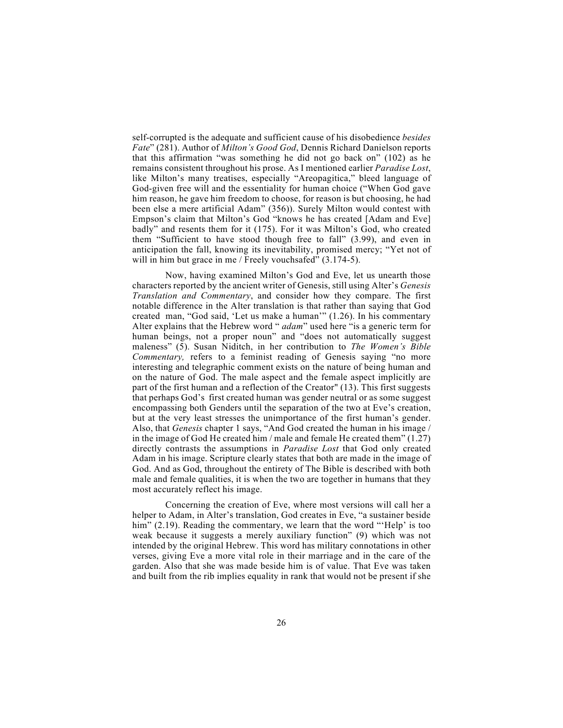self-corrupted is the adequate and sufficient cause of his disobedience *besides Fate*" (281). Author of *Milton's Good God*, Dennis Richard Danielson reports that this affirmation "was something he did not go back on" (102) as he remains consistent throughout his prose. As I mentioned earlier *Paradise Lost*, like Milton's many treatises, especially "Areopagitica," bleed language of God-given free will and the essentiality for human choice ("When God gave him reason, he gave him freedom to choose, for reason is but choosing, he had been else a mere artificial Adam" (356)). Surely Milton would contest with Empson's claim that Milton's God "knows he has created [Adam and Eve] badly" and resents them for it (175). For it was Milton's God, who created them "Sufficient to have stood though free to fall" (3.99), and even in anticipation the fall, knowing its inevitability, promised mercy; "Yet not of will in him but grace in me / Freely vouchsafed" (3.174-5).

Now, having examined Milton's God and Eve, let us unearth those characters reported by the ancient writer of Genesis, still using Alter's *Genesis Translation and Commentary*, and consider how they compare. The first notable difference in the Alter translation is that rather than saying that God created man, "God said, 'Let us make a human'" (1.26). In his commentary Alter explains that the Hebrew word " *adam*" used here "is a generic term for human beings, not a proper noun" and "does not automatically suggest maleness" (5). Susan Niditch, in her contribution to *The Women's Bible Commentary,* refers to a feminist reading of Genesis saying "no more interesting and telegraphic comment exists on the nature of being human and on the nature of God. The male aspect and the female aspect implicitly are part of the first human and a reflection of the Creator" (13). This first suggests that perhaps God's first created human was gender neutral or as some suggest encompassing both Genders until the separation of the two at Eve's creation, but at the very least stresses the unimportance of the first human's gender. Also, that *Genesis* chapter 1 says, "And God created the human in his image / in the image of God He created him / male and female He created them" (1.27) directly contrasts the assumptions in *Paradise Lost* that God only created Adam in his image. Scripture clearly states that both are made in the image of God. And as God, throughout the entirety of The Bible is described with both male and female qualities, it is when the two are together in humans that they most accurately reflect his image.

Concerning the creation of Eve, where most versions will call her a helper to Adam, in Alter's translation, God creates in Eve, "a sustainer beside him" (2.19). Reading the commentary, we learn that the word "'Help' is too weak because it suggests a merely auxiliary function" (9) which was not intended by the original Hebrew. This word has military connotations in other verses, giving Eve a more vital role in their marriage and in the care of the garden. Also that she was made beside him is of value. That Eve was taken and built from the rib implies equality in rank that would not be present if she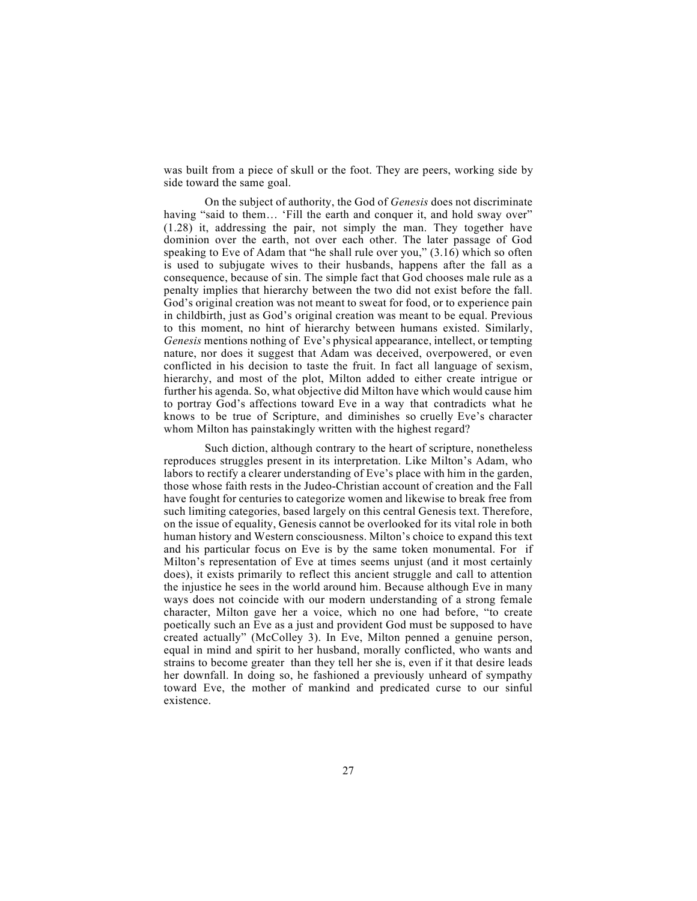was built from a piece of skull or the foot. They are peers, working side by side toward the same goal.

On the subject of authority, the God of *Genesis* does not discriminate having "said to them… 'Fill the earth and conquer it, and hold sway over" (1.28) it, addressing the pair, not simply the man. They together have dominion over the earth, not over each other. The later passage of God speaking to Eve of Adam that "he shall rule over you," (3.16) which so often is used to subjugate wives to their husbands, happens after the fall as a consequence, because of sin. The simple fact that God chooses male rule as a penalty implies that hierarchy between the two did not exist before the fall. God's original creation was not meant to sweat for food, or to experience pain in childbirth, just as God's original creation was meant to be equal. Previous to this moment, no hint of hierarchy between humans existed. Similarly, *Genesis* mentions nothing of Eve's physical appearance, intellect, or tempting nature, nor does it suggest that Adam was deceived, overpowered, or even conflicted in his decision to taste the fruit. In fact all language of sexism, hierarchy, and most of the plot, Milton added to either create intrigue or further his agenda. So, what objective did Milton have which would cause him to portray God's affections toward Eve in a way that contradicts what he knows to be true of Scripture, and diminishes so cruelly Eve's character whom Milton has painstakingly written with the highest regard?

Such diction, although contrary to the heart of scripture, nonetheless reproduces struggles present in its interpretation. Like Milton's Adam, who labors to rectify a clearer understanding of Eve's place with him in the garden, those whose faith rests in the Judeo-Christian account of creation and the Fall have fought for centuries to categorize women and likewise to break free from such limiting categories, based largely on this central Genesis text. Therefore, on the issue of equality, Genesis cannot be overlooked for its vital role in both human history and Western consciousness. Milton's choice to expand this text and his particular focus on Eve is by the same token monumental. For if Milton's representation of Eve at times seems unjust (and it most certainly does), it exists primarily to reflect this ancient struggle and call to attention the injustice he sees in the world around him. Because although Eve in many ways does not coincide with our modern understanding of a strong female character, Milton gave her a voice, which no one had before, "to create poetically such an Eve as a just and provident God must be supposed to have created actually" (McColley 3). In Eve, Milton penned a genuine person, equal in mind and spirit to her husband, morally conflicted, who wants and strains to become greater than they tell her she is, even if it that desire leads her downfall. In doing so, he fashioned a previously unheard of sympathy toward Eve, the mother of mankind and predicated curse to our sinful existence.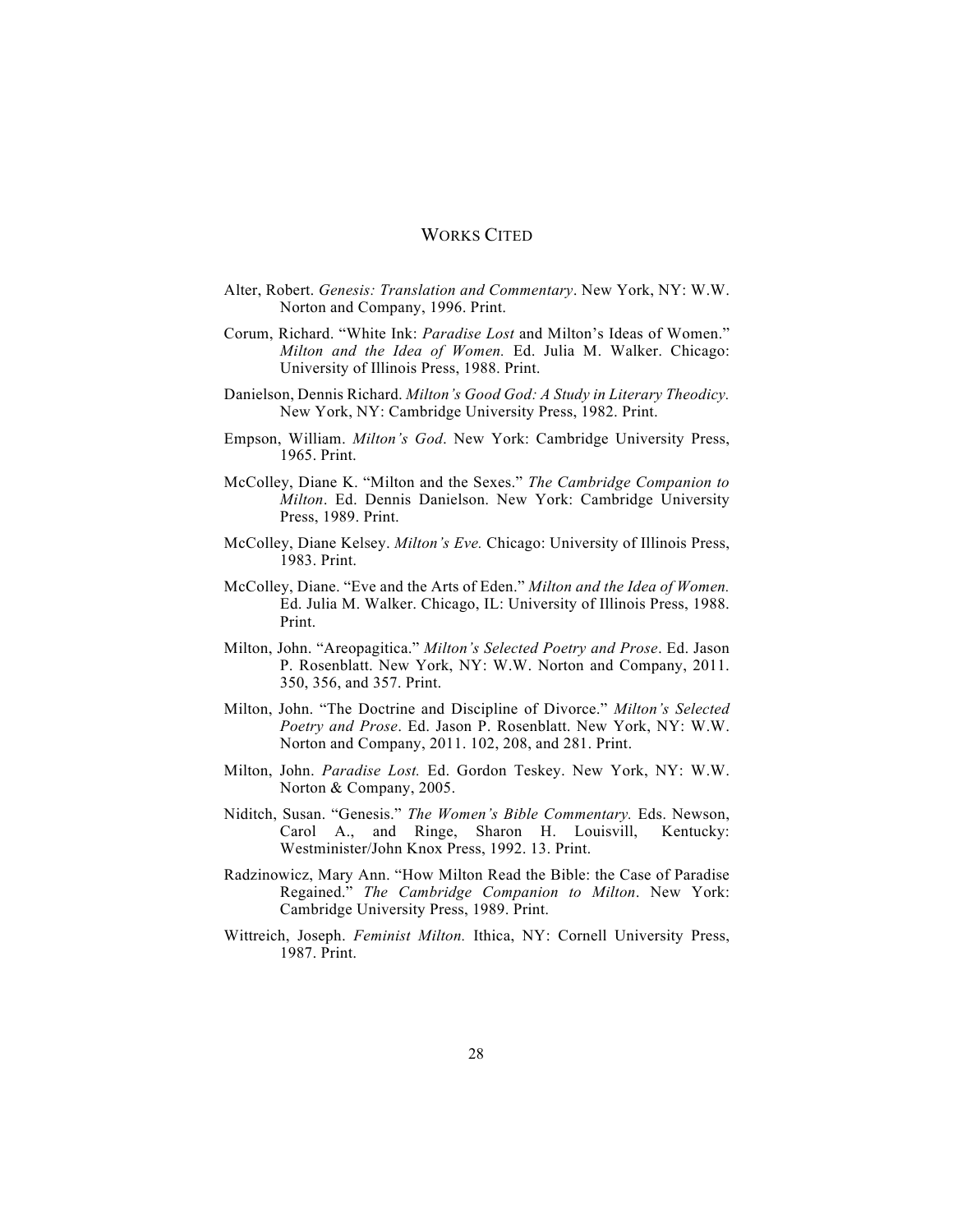# Works Cited

Alter, Robert. *Genesis: Translation and Commentary*. New York, NY: W.W. Norton and Company, 1996. Print.

Corum, Richard. "White Ink: *Paradise Lost* and Milton's Ideas of Women." *Milton and the Idea of Women.* Ed. Julia M. Walker. Chicago: University of Illinois Press, 1988. Print.

Danielson, Dennis Richard. *Milton's Good God: A Study in Literary Theodicy.* New York, NY: Cambridge University Press, 1982. Print.

Empson, William. *Milton's God*. New York: Cambridge University Press, 1965. Print.

McColley, Diane K. "Milton and the Sexes." *The Cambridge Companion to Milton*. Ed. Dennis Danielson. New York: Cambridge University Press, 1989. Print.

McColley, Diane Kelsey. *Milton's Eve.* Chicago: University of Illinois Press, 1983. Print.

McColley, Diane. "Eve and the Arts of Eden." *Milton and the Idea of Women.* Ed. Julia M. Walker. Chicago, IL: University of Illinois Press, 1988. Print.

Milton, John. "Areopagitica." *Milton's Selected Poetry and Prose*. Ed. Jason P. Rosenblatt. New York, NY: W.W. Norton and Company, 2011. 350, 356, and 357. Print.

Milton, John. "The Doctrine and Discipline of Divorce." *Milton's Selected Poetry and Prose*. Ed. Jason P. Rosenblatt. New York, NY: W.W. Norton and Company, 2011. 102, 208, and 281. Print.

Milton, John. *Paradise Lost.* Ed. Gordon Teskey. New York, NY: W.W. Norton & Company, 2005.

Niditch, Susan. "Genesis." *The Women's Bible Commentary.* Eds. Newson, Carol A., and Ringe, Sharon H. Louisvill, Kentucky: Westminister/John Knox Press, 1992. 13. Print.

Radzinowicz, Mary Ann. "How Milton Read the Bible: the Case of Paradise Regained." *The Cambridge Companion to Milton*. New York: Cambridge University Press, 1989. Print.

Wittreich, Joseph. *Feminist Milton.* Ithica, NY: Cornell University Press, 1987. Print.